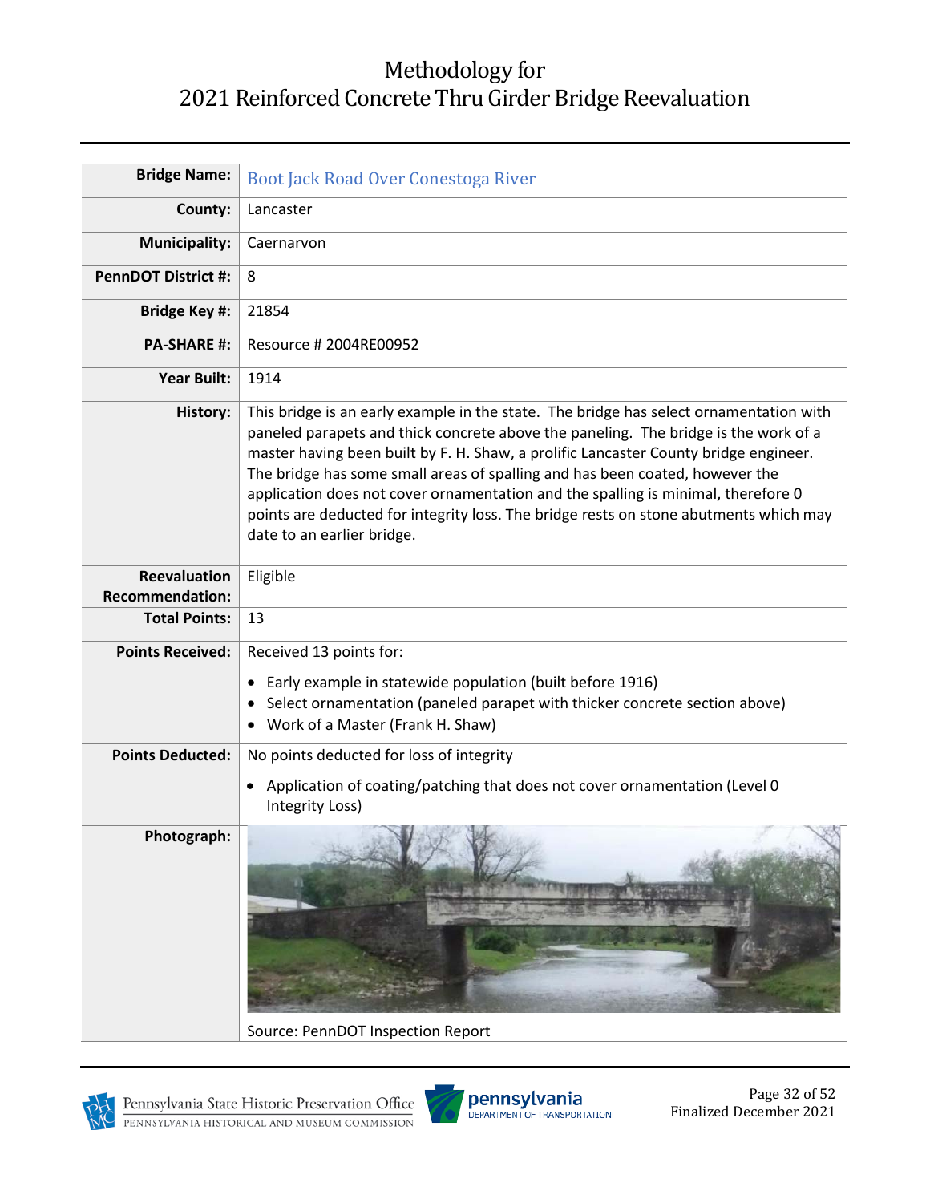# Methodology for 2021 Reinforced Concrete Thru Girder Bridge Reevaluation

| | |
|---|---|
| **Bridge Name:** | Boot Jack Road Over Conestoga River |
| **County:** | Lancaster |
| **Municipality:** | Caernarvon |
| **PennDOT District #:** | 8 |
| **Bridge Key #:** | 21854 |
| **PA-SHARE #:** | Resource # 2004RE00952 |
| **Year Built:** | 1914 |
| **History:** | This bridge is an early example in the state. The bridge has select ornamentation with paneled parapets and thick concrete above the paneling. The bridge is the work of a master having been built by F. H. Shaw, a prolific Lancaster County bridge engineer. The bridge has some small areas of spalling and has been coated, however the application does not cover ornamentation and the spalling is minimal, therefore 0 points are deducted for integrity loss. The bridge rests on stone abutments which may date to an earlier bridge. |
| **Reevaluation Recommendation:** | Eligible |
| **Total Points:** | 13 |
| **Points Received:** | Received 13 points for:<br>• Early example in statewide population (built before 1916)<br>• Select ornamentation (paneled parapet with thicker concrete section above)<br>• Work of a Master (Frank H. Shaw) |
| **Points Deducted:** | No points deducted for loss of integrity<br>• Application of coating/patching that does not cover ornamentation (Level 0 Integrity Loss) |
| **Photograph:** | Source: PennDOT Inspection Report |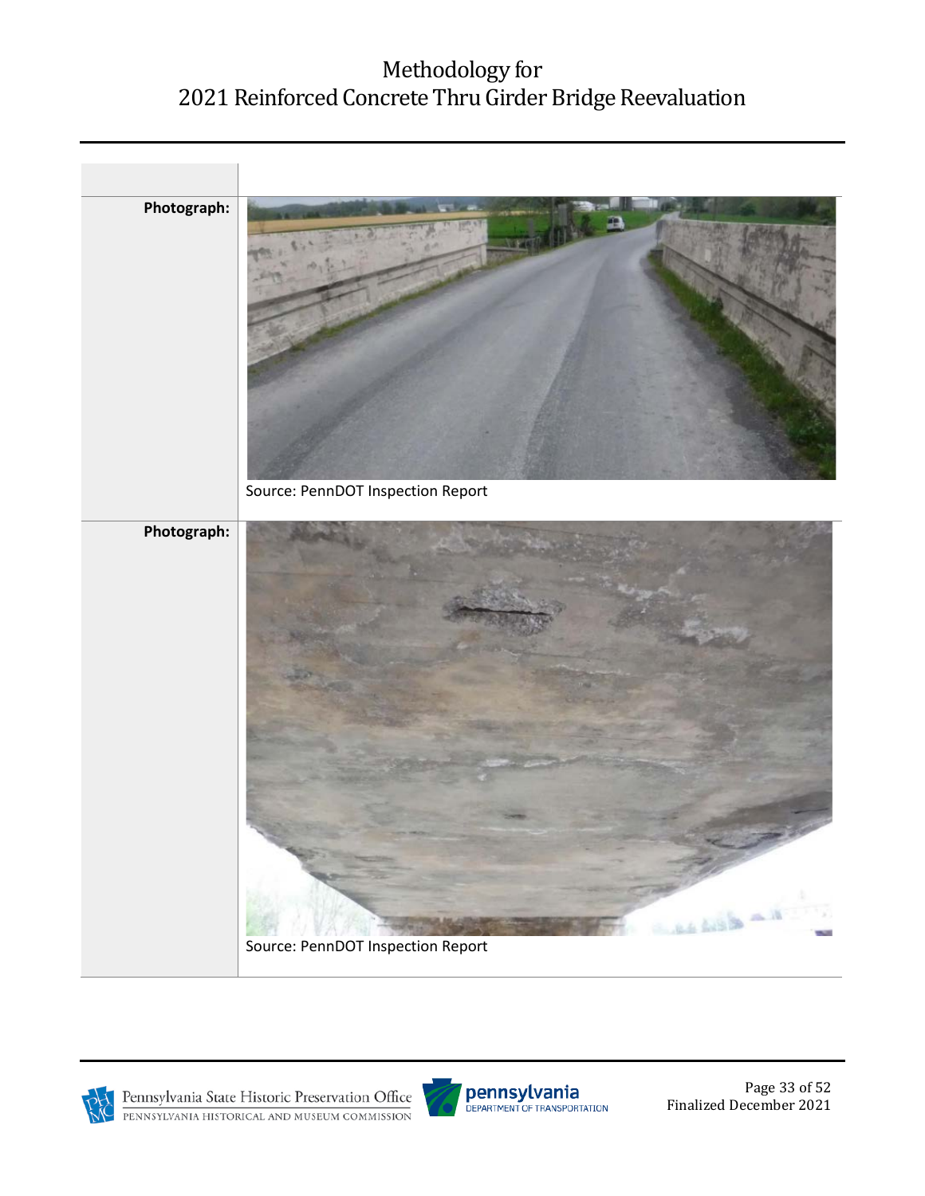| | |
|---|---|
| **Photograph:** | Source: PennDOT Inspection Report |
| **Photograph:** | Source: PennDOT Inspection Report |